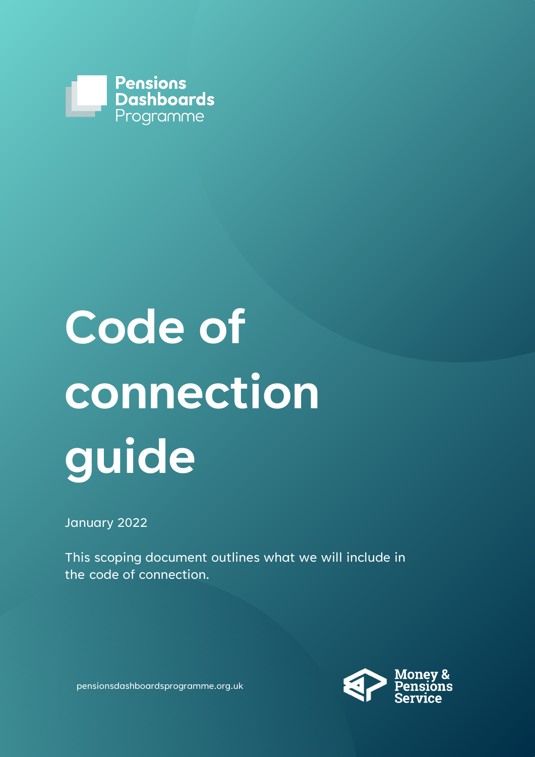Pensions Dashboards Programme

# Code of connection guide

January 2022

This scoping document outlines what we will include in the code of connection.

pensionsdashboardsprogramme.org.uk

Money & Pensions Service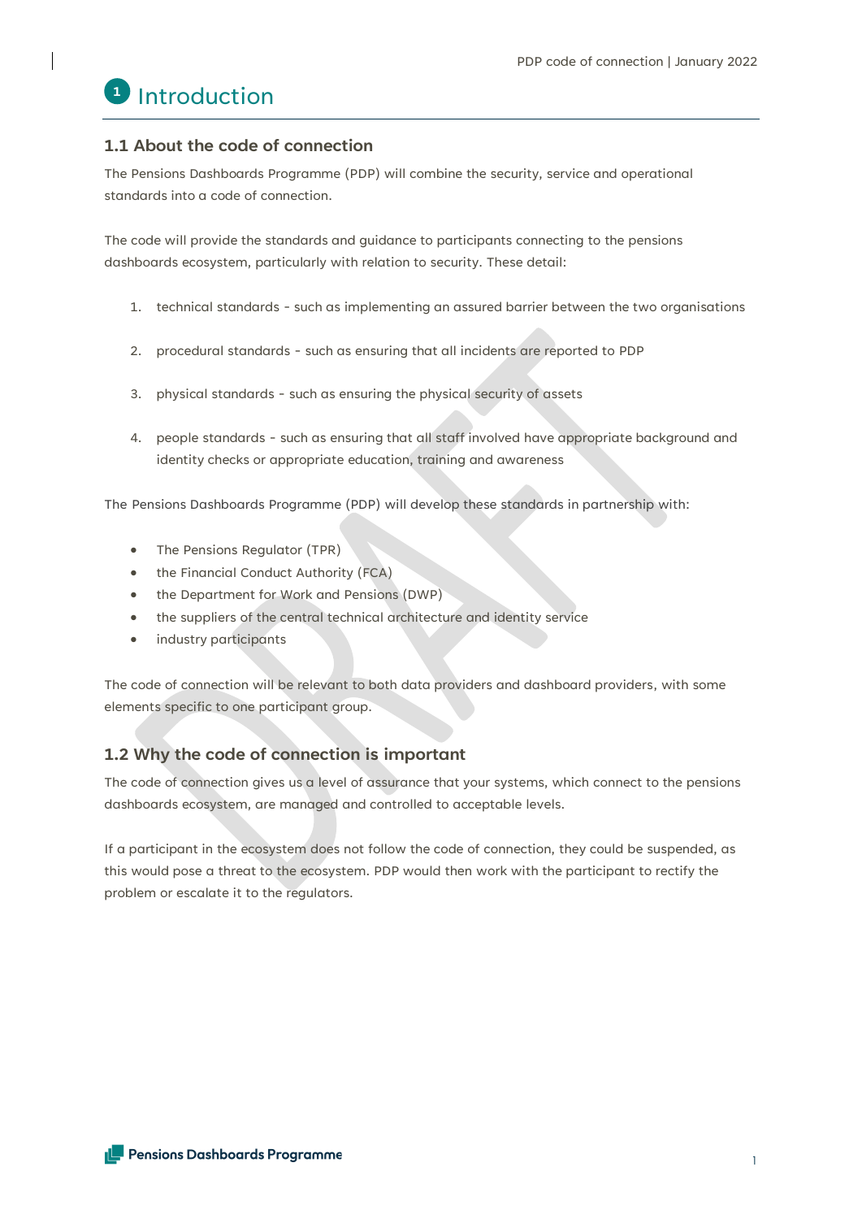# 1 Introduction

## 1.1 About the code of connection

The Pensions Dashboards Programme (PDP) will combine the security, service and operational standards into a code of connection.

The code will provide the standards and guidance to participants connecting to the pensions dashboards ecosystem, particularly with relation to security. These detail:

1. technical standards - such as implementing an assured barrier between the two organisations
2. procedural standards - such as ensuring that all incidents are reported to PDP
3. physical standards - such as ensuring the physical security of assets
4. people standards - such as ensuring that all staff involved have appropriate background and identity checks or appropriate education, training and awareness

The Pensions Dashboards Programme (PDP) will develop these standards in partnership with:

- The Pensions Regulator (TPR)
- the Financial Conduct Authority (FCA)
- the Department for Work and Pensions (DWP)
- the suppliers of the central technical architecture and identity service
- industry participants

The code of connection will be relevant to both data providers and dashboard providers, with some elements specific to one participant group.

## 1.2 Why the code of connection is important

The code of connection gives us a level of assurance that your systems, which connect to the pensions dashboards ecosystem, are managed and controlled to acceptable levels.

If a participant in the ecosystem does not follow the code of connection, they could be suspended, as this would pose a threat to the ecosystem. PDP would then work with the participant to rectify the problem or escalate it to the regulators.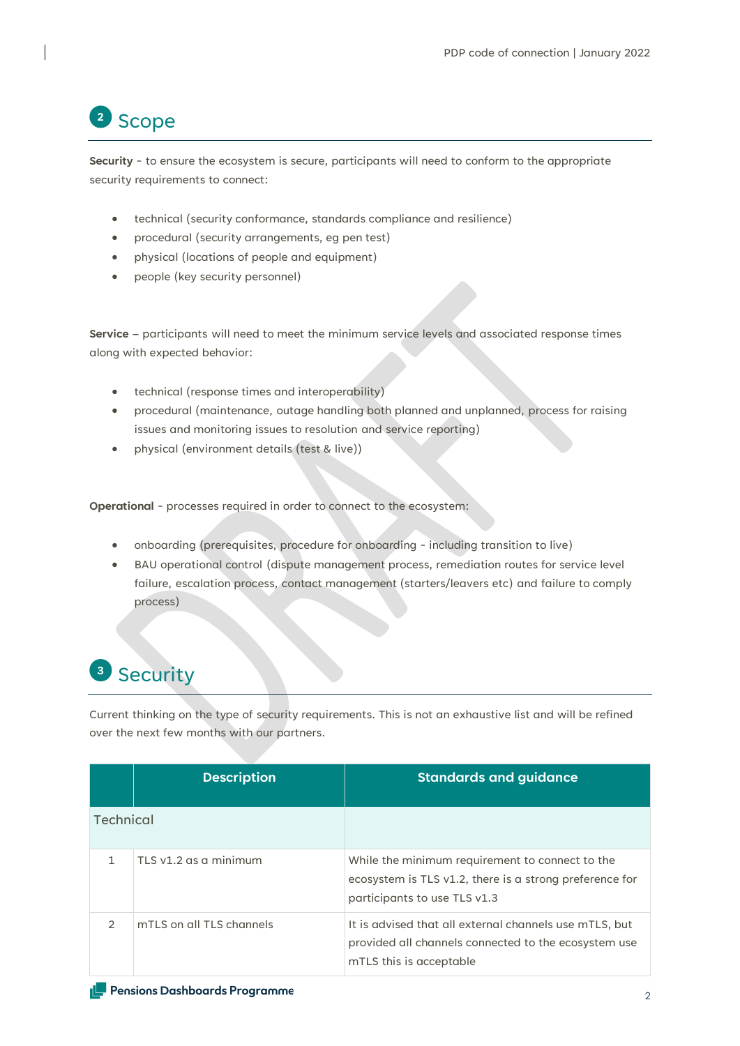## 2 Scope

**Security** - to ensure the ecosystem is secure, participants will need to conform to the appropriate security requirements to connect:

- technical (security conformance, standards compliance and resilience)
- procedural (security arrangements, eg pen test)
- physical (locations of people and equipment)
- people (key security personnel)

**Service** – participants will need to meet the minimum service levels and associated response times along with expected behavior:

- technical (response times and interoperability)
- procedural (maintenance, outage handling both planned and unplanned, process for raising issues and monitoring issues to resolution and service reporting)
- physical (environment details (test & live))

**Operational** - processes required in order to connect to the ecosystem:

- onboarding (prerequisites, procedure for onboarding - including transition to live)
- BAU operational control (dispute management process, remediation routes for service level failure, escalation process, contact management (starters/leavers etc) and failure to comply process)

## 3 Security

Current thinking on the type of security requirements. This is not an exhaustive list and will be refined over the next few months with our partners.

| | Description | Standards and guidance |
|---|---|---|
| Technical | | |
| 1 | TLS v1.2 as a minimum | While the minimum requirement to connect to the ecosystem is TLS v1.2, there is a strong preference for participants to use TLS v1.3 |
| 2 | mTLS on all TLS channels | It is advised that all external channels use mTLS, but provided all channels connected to the ecosystem use mTLS this is acceptable |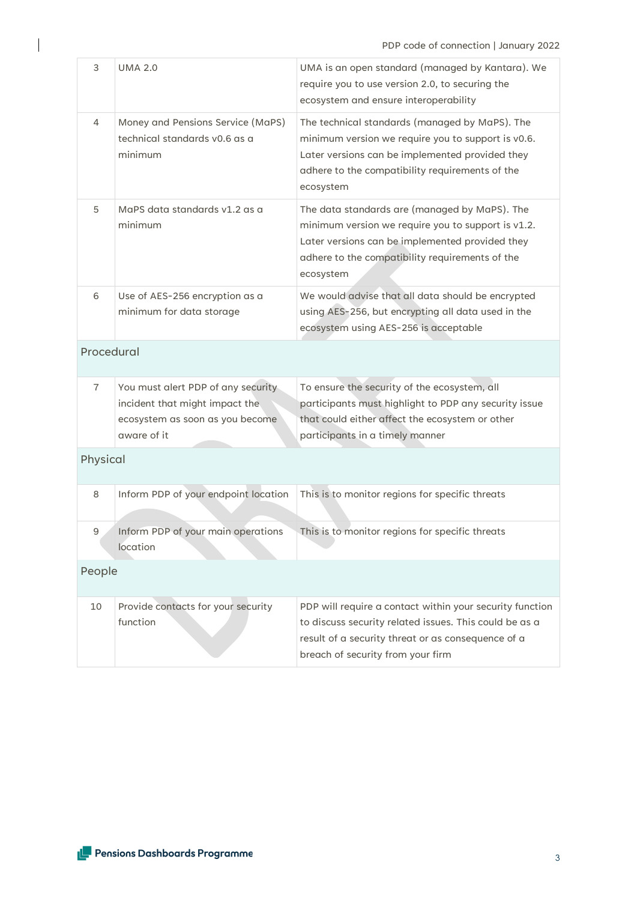| | | |
|---|---|---|
| 3 | UMA 2.0 | UMA is an open standard (managed by Kantara). We require you to use version 2.0, to securing the ecosystem and ensure interoperability |
| 4 | Money and Pensions Service (MaPS) technical standards v0.6 as a minimum | The technical standards (managed by MaPS). The minimum version we require you to support is v0.6. Later versions can be implemented provided they adhere to the compatibility requirements of the ecosystem |
| 5 | MaPS data standards v1.2 as a minimum | The data standards are (managed by MaPS). The minimum version we require you to support is v1.2. Later versions can be implemented provided they adhere to the compatibility requirements of the ecosystem |
| 6 | Use of AES-256 encryption as a minimum for data storage | We would advise that all data should be encrypted using AES-256, but encrypting all data used in the ecosystem using AES-256 is acceptable |
| **Procedural** | | |
| 7 | You must alert PDP of any security incident that might impact the ecosystem as soon as you become aware of it | To ensure the security of the ecosystem, all participants must highlight to PDP any security issue that could either affect the ecosystem or other participants in a timely manner |
| **Physical** | | |
| 8 | Inform PDP of your endpoint location | This is to monitor regions for specific threats |
| 9 | Inform PDP of your main operations location | This is to monitor regions for specific threats |
| **People** | | |
| 10 | Provide contacts for your security function | PDP will require a contact within your security function to discuss security related issues. This could be as a result of a security threat or as consequence of a breach of security from your firm |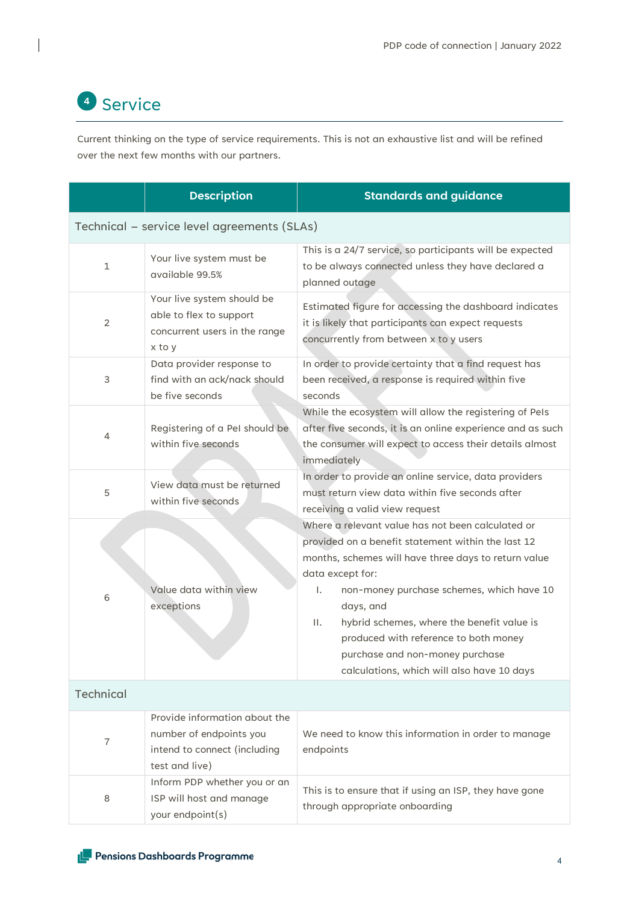## 4 Service

Current thinking on the type of service requirements. This is not an exhaustive list and will be refined over the next few months with our partners.

| | Description | Standards and guidance |
|---|---|---|
| Technical – service level agreements (SLAs) | | |
| 1 | Your live system must be available 99.5% | This is a 24/7 service, so participants will be expected to be always connected unless they have declared a planned outage |
| 2 | Your live system should be able to flex to support concurrent users in the range x to y | Estimated figure for accessing the dashboard indicates it is likely that participants can expect requests concurrently from between x to y users |
| 3 | Data provider response to find with an ack/nack should be five seconds | In order to provide certainty that a find request has been received, a response is required within five seconds |
| 4 | Registering of a PeI should be within five seconds | While the ecosystem will allow the registering of PeIs after five seconds, it is an online experience and as such the consumer will expect to access their details almost immediately |
| 5 | View data must be returned within five seconds | In order to provide an online service, data providers must return view data within five seconds after receiving a valid view request |
| 6 | Value data within view exceptions | Where a relevant value has not been calculated or provided on a benefit statement within the last 12 months, schemes will have three days to return value data except for:<br>I. non-money purchase schemes, which have 10 days, and<br>II. hybrid schemes, where the benefit value is produced with reference to both money purchase and non-money purchase calculations, which will also have 10 days |
| Technical | | |
| 7 | Provide information about the number of endpoints you intend to connect (including test and live) | We need to know this information in order to manage endpoints |
| 8 | Inform PDP whether you or an ISP will host and manage your endpoint(s) | This is to ensure that if using an ISP, they have gone through appropriate onboarding |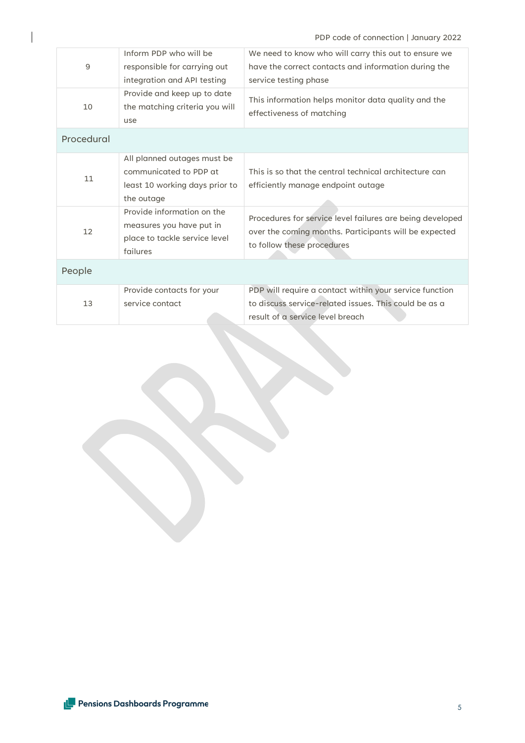| | | |
|---|---|---|
| 9 | Inform PDP who will be responsible for carrying out integration and API testing | We need to know who will carry this out to ensure we have the correct contacts and information during the service testing phase |
| 10 | Provide and keep up to date the matching criteria you will use | This information helps monitor data quality and the effectiveness of matching |
| **Procedural** | | |
| 11 | All planned outages must be communicated to PDP at least 10 working days prior to the outage | This is so that the central technical architecture can efficiently manage endpoint outage |
| 12 | Provide information on the measures you have put in place to tackle service level failures | Procedures for service level failures are being developed over the coming months. Participants will be expected to follow these procedures |
| **People** | | |
| 13 | Provide contacts for your service contact | PDP will require a contact within your service function to discuss service-related issues. This could be as a result of a service level breach |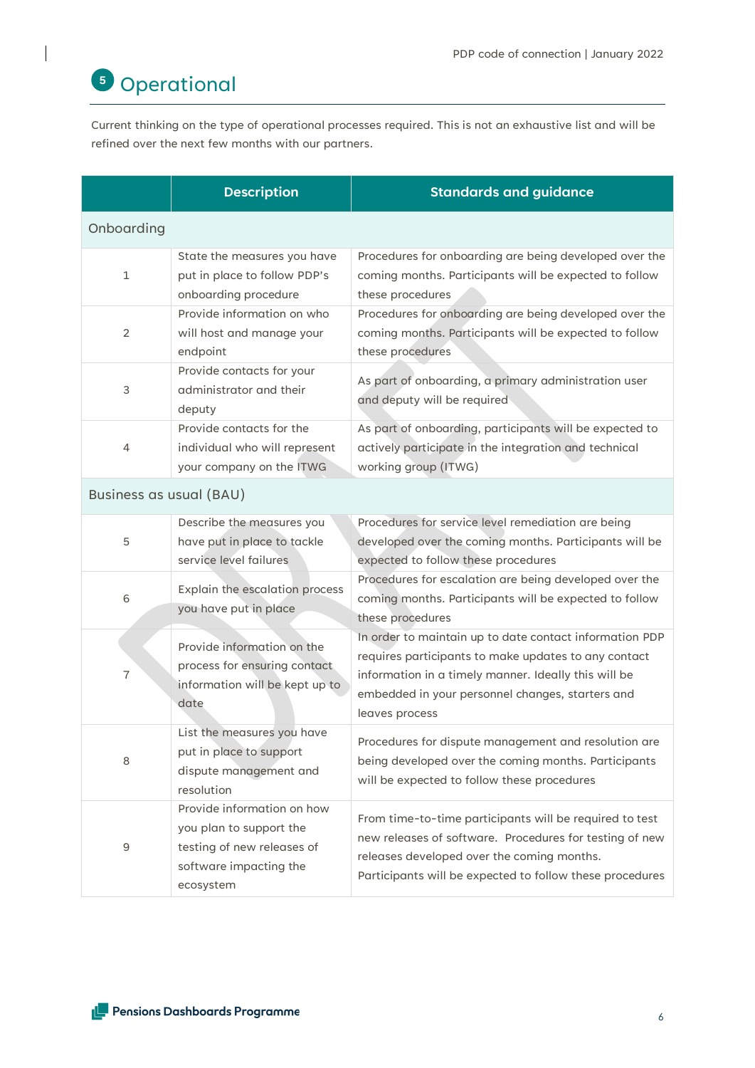## 5 Operational

Current thinking on the type of operational processes required. This is not an exhaustive list and will be refined over the next few months with our partners.

| | Description | Standards and guidance |
|---|---|---|
| Onboarding | | |
| 1 | State the measures you have put in place to follow PDP's onboarding procedure | Procedures for onboarding are being developed over the coming months. Participants will be expected to follow these procedures |
| 2 | Provide information on who will host and manage your endpoint | Procedures for onboarding are being developed over the coming months. Participants will be expected to follow these procedures |
| 3 | Provide contacts for your administrator and their deputy | As part of onboarding, a primary administration user and deputy will be required |
| 4 | Provide contacts for the individual who will represent your company on the ITWG | As part of onboarding, participants will be expected to actively participate in the integration and technical working group (ITWG) |
| Business as usual (BAU) | | |
| 5 | Describe the measures you have put in place to tackle service level failures | Procedures for service level remediation are being developed over the coming months. Participants will be expected to follow these procedures |
| 6 | Explain the escalation process you have put in place | Procedures for escalation are being developed over the coming months. Participants will be expected to follow these procedures |
| 7 | Provide information on the process for ensuring contact information will be kept up to date | In order to maintain up to date contact information PDP requires participants to make updates to any contact information in a timely manner. Ideally this will be embedded in your personnel changes, starters and leaves process |
| 8 | List the measures you have put in place to support dispute management and resolution | Procedures for dispute management and resolution are being developed over the coming months. Participants will be expected to follow these procedures |
| 9 | Provide information on how you plan to support the testing of new releases of software impacting the ecosystem | From time-to-time participants will be required to test new releases of software. Procedures for testing of new releases developed over the coming months. Participants will be expected to follow these procedures |